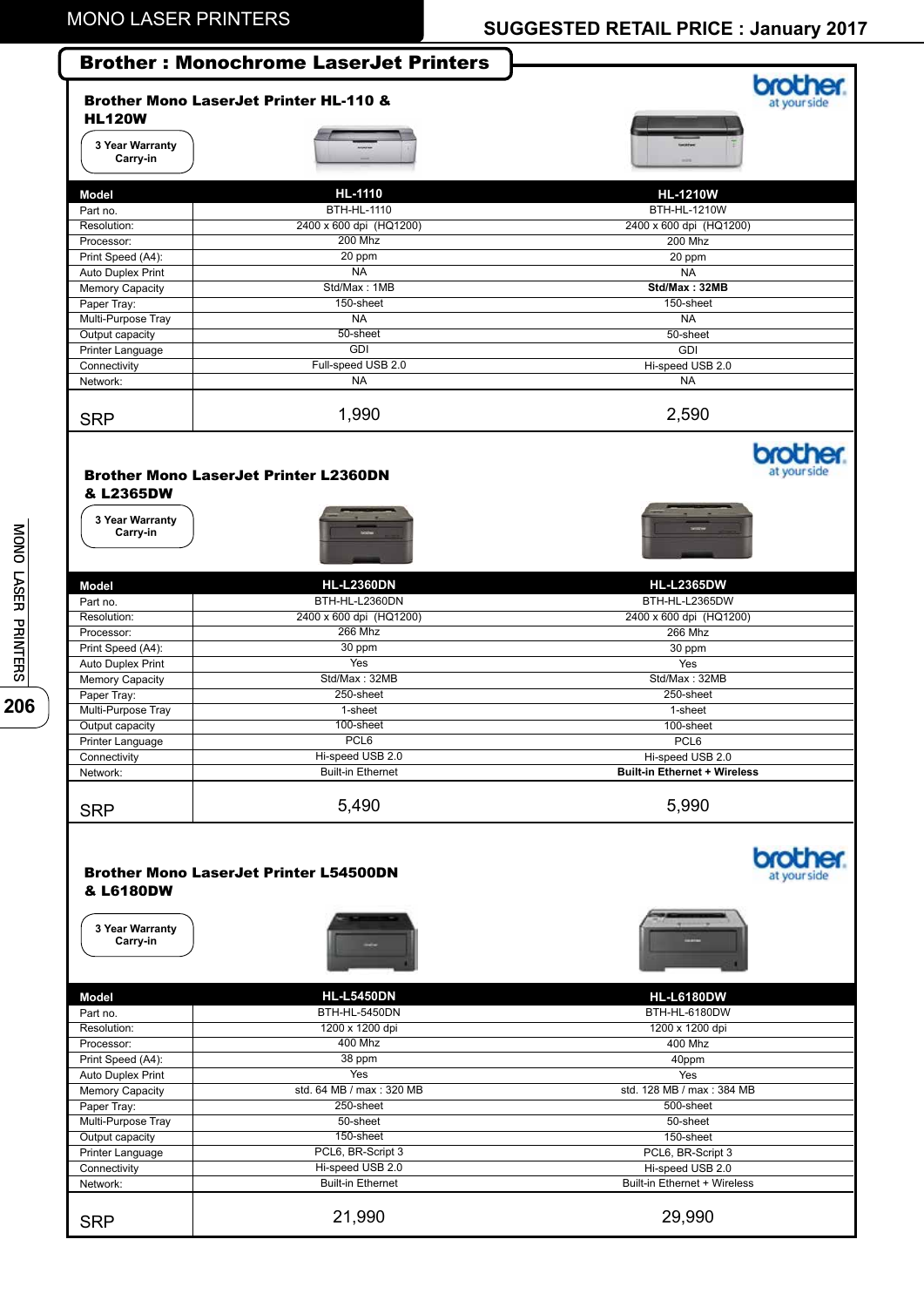# MONO LASER PRINTERS

## SUGGESTED RETAIL PRICE : January 2017

## Brother : Monochrome LaserJet Printers

### Brother Mono LaserJet Printer HL-110 & HL120W

3 Year Warranty Carry-in

| Model | HL-1110 | HL-1210W |
|---|---|---|
| Part no. | BTH-HL-1110 | BTH-HL-1210W |
| Resolution: | 2400 x 600 dpi (HQ1200) | 2400 x 600 dpi (HQ1200) |
| Processor: | 200 Mhz | 200 Mhz |
| Print Speed (A4): | 20 ppm | 20 ppm |
| Auto Duplex Print | NA | NA |
| Memory Capacity | Std/Max : 1MB | **Std/Max : 32MB** |
| Paper Tray: | 150-sheet | 150-sheet |
| Multi-Purpose Tray | NA | NA |
| Output capacity | 50-sheet | 50-sheet |
| Printer Language | GDI | GDI |
| Connectivity | Full-speed USB 2.0 | Hi-speed USB 2.0 |
| Network: | NA | NA |
| SRP | 1,990 | 2,590 |

### Brother Mono LaserJet Printer L2360DN & L2365DW

3 Year Warranty Carry-in

| Model | HL-L2360DN | HL-L2365DW |
|---|---|---|
| Part no. | BTH-HL-L2360DN | BTH-HL-L2365DW |
| Resolution: | 2400 x 600 dpi (HQ1200) | 2400 x 600 dpi (HQ1200) |
| Processor: | 266 Mhz | 266 Mhz |
| Print Speed (A4): | 30 ppm | 30 ppm |
| Auto Duplex Print | Yes | Yes |
| Memory Capacity | Std/Max : 32MB | Std/Max : 32MB |
| Paper Tray: | 250-sheet | 250-sheet |
| Multi-Purpose Tray | 1-sheet | 1-sheet |
| Output capacity | 100-sheet | 100-sheet |
| Printer Language | PCL6 | PCL6 |
| Connectivity | Hi-speed USB 2.0 | Hi-speed USB 2.0 |
| Network: | Built-in Ethernet | **Built-in Ethernet + Wireless** |
| SRP | 5,490 | 5,990 |

### Brother Mono LaserJet Printer L54500DN & L6180DW

3 Year Warranty Carry-in

| Model | HL-L5450DN | HL-L6180DW |
|---|---|---|
| Part no. | BTH-HL-5450DN | BTH-HL-6180DW |
| Resolution: | 1200 x 1200 dpi | 1200 x 1200 dpi |
| Processor: | 400 Mhz | 400 Mhz |
| Print Speed (A4): | 38 ppm | 40ppm |
| Auto Duplex Print | Yes | Yes |
| Memory Capacity | std. 64 MB / max : 320 MB | std. 128 MB / max : 384 MB |
| Paper Tray: | 250-sheet | 500-sheet |
| Multi-Purpose Tray | 50-sheet | 50-sheet |
| Output capacity | 150-sheet | 150-sheet |
| Printer Language | PCL6, BR-Script 3 | PCL6, BR-Script 3 |
| Connectivity | Hi-speed USB 2.0 | Hi-speed USB 2.0 |
| Network: | Built-in Ethernet | Built-in Ethernet + Wireless |
| SRP | 21,990 | 29,990 |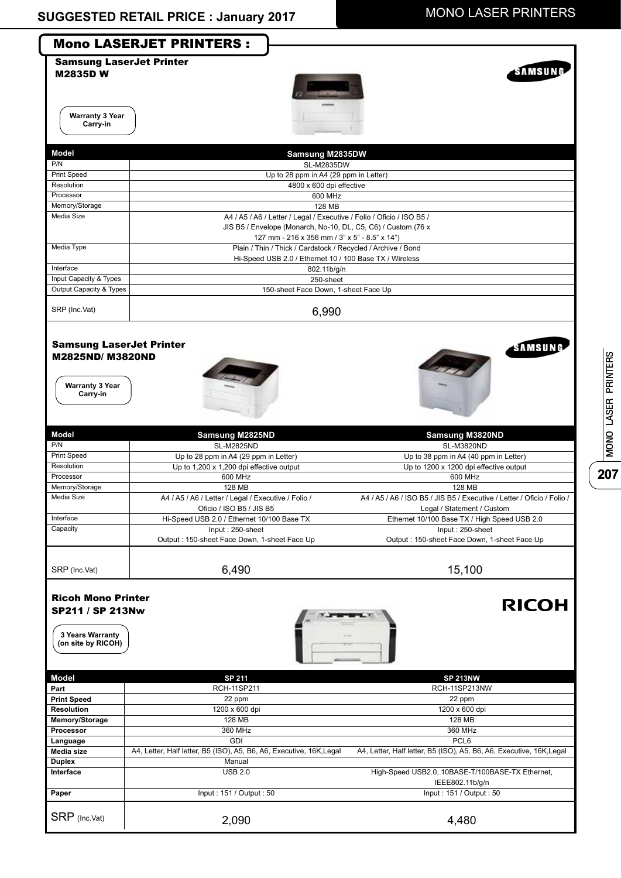# Mono LASERJET PRINTERS :

## Samsung LaserJet Printer M2835D W

Warranty 3 Year Carry-in

| Model | Samsung M2835DW |
|---|---|
| P/N | SL-M2835DW |
| Print Speed | Up to 28 ppm in A4 (29 ppm in Letter) |
| Resolution | 4800 x 600 dpi effective |
| Processor | 600 MHz |
| Memory/Storage | 128 MB |
| Media Size | A4 / A5 / A6 / Letter / Legal / Executive / Folio / Oficio / ISO B5 / JIS B5 / Envelope (Monarch, No-10, DL, C5, C6) / Custom (76 x 127 mm - 216 x 356 mm / 3" x 5" - 8.5" x 14") |
| Media Type | Plain / Thin / Thick / Cardstock / Recycled / Archive / Bond |
| Interface | Hi-Speed USB 2.0 / Ethernet 10 / 100 Base TX / Wireless 802.11b/g/n |
| Input Capacity & Types | 250-sheet |
| Output Capacity & Types | 150-sheet Face Down, 1-sheet Face Up |
| SRP (Inc.Vat) | 6,990 |

## Samsung LaserJet Printer M2825ND/ M3820ND

Warranty 3 Year Carry-in

| Model | Samsung M2825ND | Samsung M3820ND |
|---|---|---|
| P/N | SL-M2825ND | SL-M3820ND |
| Print Speed | Up to 28 ppm in A4 (29 ppm in Letter) | Up to 38 ppm in A4 (40 ppm in Letter) |
| Resolution | Up to 1,200 x 1,200 dpi effective output | Up to 1200 x 1200 dpi effective output |
| Processor | 600 MHz | 600 MHz |
| Memory/Storage | 128 MB | 128 MB |
| Media Size | A4 / A5 / A6 / Letter / Legal / Executive / Folio / Oficio / ISO B5 / JIS B5 | A4 / A5 / A6 / ISO B5 / JIS B5 / Executive / Letter / Oficio / Folio / Legal / Statement / Custom |
| Interface | Hi-Speed USB 2.0 / Ethernet 10/100 Base TX | Ethernet 10/100 Base TX / High Speed USB 2.0 |
| Capacity | Input : 250-sheet<br>Output : 150-sheet Face Down, 1-sheet Face Up | Input : 250-sheet<br>Output : 150-sheet Face Down, 1-sheet Face Up |
| SRP (Inc.Vat) | 6,490 | 15,100 |

## Ricoh Mono Printer SP211 / SP 213Nw

3 Years Warranty (on site by RICOH)

| Model | SP 211 | SP 213NW |
|---|---|---|
| **Part** | RCH-11SP211 | RCH-11SP213NW |
| **Print Speed** | 22 ppm | 22 ppm |
| **Resolution** | 1200 x 600 dpi | 1200 x 600 dpi |
| **Memory/Storage** | 128 MB | 128 MB |
| **Processor** | 360 MHz | 360 MHz |
| **Language** | GDI | PCL6 |
| **Media size** | A4, Letter, Half letter, B5 (ISO), A5, B6, A6, Executive, 16K,Legal | A4, Letter, Half letter, B5 (ISO), A5, B6, A6, Executive, 16K,Legal |
| **Duplex** | Manual | |
| **Interface** | USB 2.0 | High-Speed USB2.0, 10BASE-T/100BASE-TX Ethernet, IEEE802.11b/g/n |
| **Paper** | Input : 151 / Output : 50 | Input : 151 / Output : 50 |
| SRP (Inc.Vat) | 2,090 | 4,480 |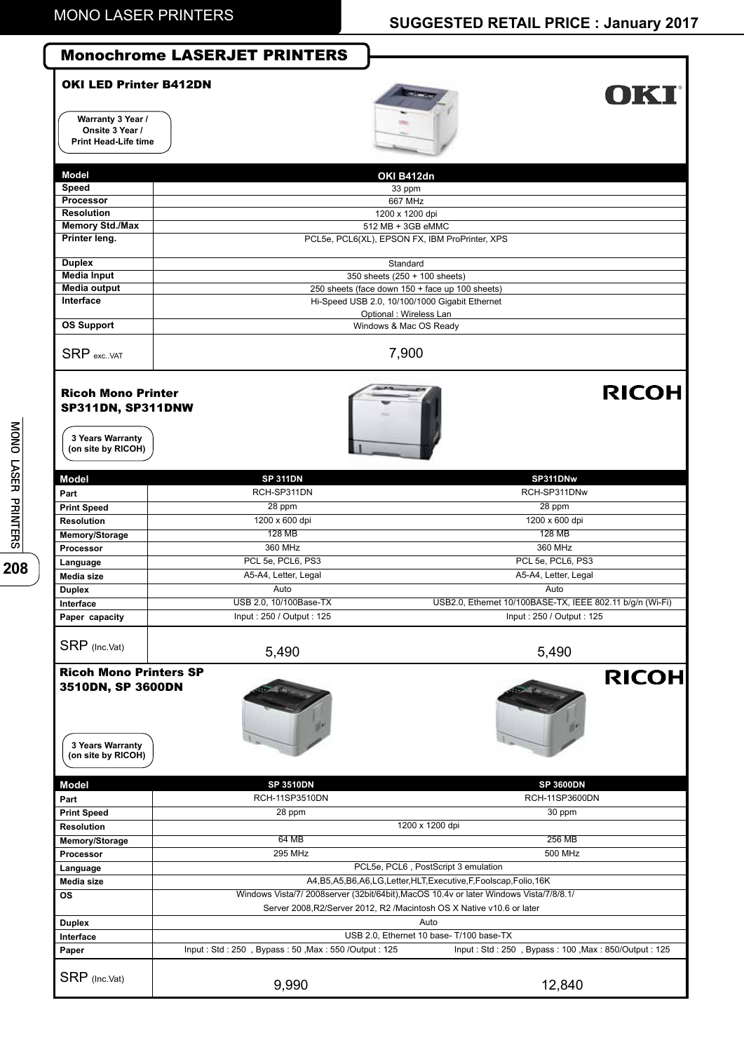# Monochrome LASERJET PRINTERS

## OKI LED Printer B412DN

OKI

Warranty 3 Year / Onsite 3 Year / Print Head-Life time

| Model | OKI B412dn |
|---|---|
| Speed | 33 ppm |
| Processor | 667 MHz |
| Resolution | 1200 x 1200 dpi |
| Memory Std./Max | 512 MB + 3GB eMMC |
| Printer leng. | PCL5e, PCL6(XL), EPSON FX, IBM ProPrinter, XPS |
| Duplex | Standard |
| Media Input | 350 sheets (250 + 100 sheets) |
| Media output | 250 sheets (face down 150 + face up 100 sheets) |
| Interface | Hi-Speed USB 2.0, 10/100/1000 Gigabit Ethernet<br>Optional : Wireless Lan |
| OS Support | Windows & Mac OS Ready |
| SRP exc..VAT | 7,900 |

## Ricoh Mono Printer SP311DN, SP311DNW

RICOH

3 Years Warranty (on site by RICOH)

| Model | SP 311DN | SP311DNw |
|---|---|---|
| Part | RCH-SP311DN | RCH-SP311DNw |
| Print Speed | 28 ppm | 28 ppm |
| Resolution | 1200 x 600 dpi | 1200 x 600 dpi |
| Memory/Storage | 128 MB | 128 MB |
| Processor | 360 MHz | 360 MHz |
| Language | PCL 5e, PCL6, PS3 | PCL 5e, PCL6, PS3 |
| Media size | A5-A4, Letter, Legal | A5-A4, Letter, Legal |
| Duplex | Auto | Auto |
| Interface | USB 2.0, 10/100Base-TX | USB2.0, Ethernet 10/100BASE-TX, IEEE 802.11 b/g/n (Wi-Fi) |
| Paper capacity | Input : 250 / Output : 125 | Input : 250 / Output : 125 |
| SRP (Inc.Vat) | 5,490 | 5,490 |

## Ricoh Mono Printers SP 3510DN, SP 3600DN

RICOH

3 Years Warranty (on site by RICOH)

| Model | SP 3510DN | SP 3600DN |
|---|---|---|
| Part | RCH-11SP3510DN | RCH-11SP3600DN |
| Print Speed | 28 ppm | 30 ppm |
| Resolution | 1200 x 1200 dpi | |
| Memory/Storage | 64 MB | 256 MB |
| Processor | 295 MHz | 500 MHz |
| Language | PCL5e, PCL6 , PostScript 3 emulation | |
| Media size | A4,B5,A5,B6,A6,LG,Letter,HLT,Executive,F,Foolscap,Folio,16K | |
| OS | Windows Vista/7/ 2008server (32bit/64bit),MacOS 10.4v or later Windows Vista/7/8/8.1/<br>Server 2008,R2/Server 2012, R2 /Macintosh OS X Native v10.6 or later | |
| Duplex | Auto | |
| Interface | USB 2.0, Ethernet 10 base- T/100 base-TX | |
| Paper | Input : Std : 250 , Bypass : 50 ,Max : 550 /Output : 125 | Input : Std : 250 , Bypass : 100 ,Max : 850/Output : 125 |
| SRP (Inc.Vat) | 9,990 | 12,840 |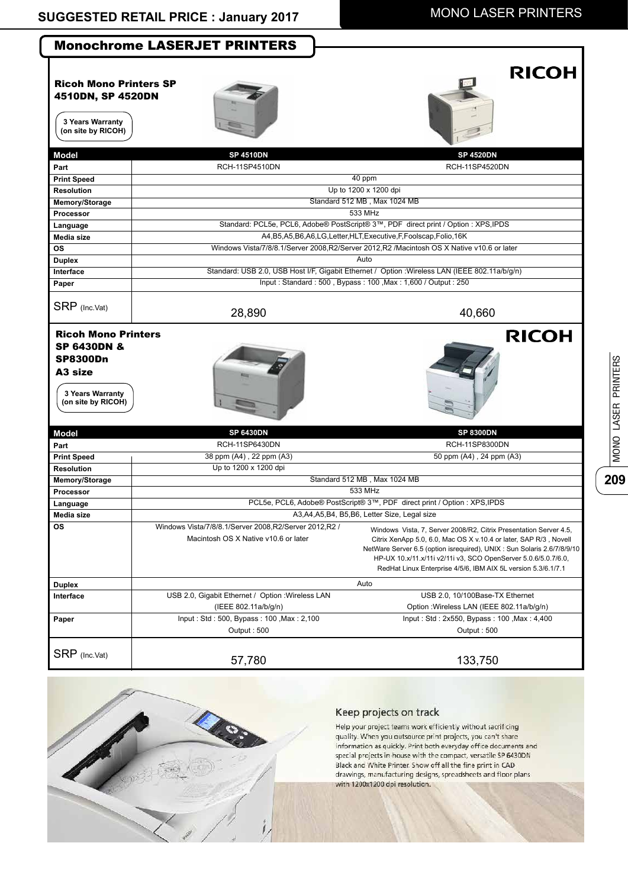## Monochrome LASERJET PRINTERS

### Ricoh Mono Printers SP 4510DN, SP 4520DN

RICOH

3 Years Warranty (on site by RICOH)

| Model | SP 4510DN | SP 4520DN |
|---|---|---|
| Part | RCH-11SP4510DN | RCH-11SP4520DN |
| Print Speed | 40 ppm | |
| Resolution | Up to 1200 x 1200 dpi | |
| Memory/Storage | Standard 512 MB , Max 1024 MB | |
| Processor | 533 MHz | |
| Language | Standard: PCL5e, PCL6, Adobe® PostScript® 3™, PDF direct print / Option : XPS,IPDS | |
| Media size | A4,B5,A5,B6,A6,LG,Letter,HLT,Executive,F,Foolscap,Folio,16K | |
| OS | Windows Vista/7/8/8.1/Server 2008,R2/Server 2012,R2 /Macintosh OS X Native v10.6 or later | |
| Duplex | Auto | |
| Interface | Standard: USB 2.0, USB Host I/F, Gigabit Ethernet / Option :Wireless LAN (IEEE 802.11a/b/g/n) | |
| Paper | Input : Standard : 500 , Bypass : 100 ,Max : 1,600 / Output : 250 | |
| SRP (Inc.Vat) | 28,890 | 40,660 |

### Ricoh Mono Printers SP 6430DN & SP8300Dn A3 size

RICOH

3 Years Warranty (on site by RICOH)

| Model | SP 6430DN | SP 8300DN |
|---|---|---|
| Part | RCH-11SP6430DN | RCH-11SP8300DN |
| Print Speed | 38 ppm (A4) , 22 ppm (A3) | 50 ppm (A4) , 24 ppm (A3) |
| Resolution | Up to 1200 x 1200 dpi | |
| Memory/Storage | Standard 512 MB , Max 1024 MB | |
| Processor | 533 MHz | |
| Language | PCL5e, PCL6, Adobe® PostScript® 3™, PDF direct print / Option : XPS,IPDS | |
| Media size | A3,A4,A5,B4, B5,B6, Letter Size, Legal size | |
| OS | Windows Vista/7/8/8.1/Server 2008,R2/Server 2012,R2 / Macintosh OS X Native v10.6 or later | Windows Vista, 7, Server 2008/R2, Citrix Presentation Server 4.5, Citrix XenApp 5.0, 6.0, Mac OS X v.10.4 or later, SAP R/3 , Novell NetWare Server 6.5 (option isrequired), UNIX : Sun Solaris 2.6/7/8/9/10 HP-UX 10.x/11.x/11i v2/11i v3, SCO OpenServer 5.0.6/5.0.7/6.0, RedHat Linux Enterprise 4/5/6, IBM AIX 5L version 5.3/6.1/7.1 |
| Duplex | Auto | |
| Interface | USB 2.0, Gigabit Ethernet / Option :Wireless LAN (IEEE 802.11a/b/g/n) | USB 2.0, 10/100Base-TX Ethernet Option :Wireless LAN (IEEE 802.11a/b/g/n) |
| Paper | Input : Std : 500, Bypass : 100 ,Max : 2,100 Output : 500 | Input : Std : 2x550, Bypass : 100 ,Max : 4,400 Output : 500 |
| SRP (Inc.Vat) | 57,780 | 133,750 |

### Keep projects on track

Help your project teams work efficiently without sacrificing quality. When you outsource print projects, you can't share information as quickly. Print both everyday office documents and special projects in-house with the compact, versatile SP 6430DN Black and White Printer. Show off all the fine print in CAD drawings, manufacturing designs, spreadsheets and floor plans with 1200x1200 dpi resolution.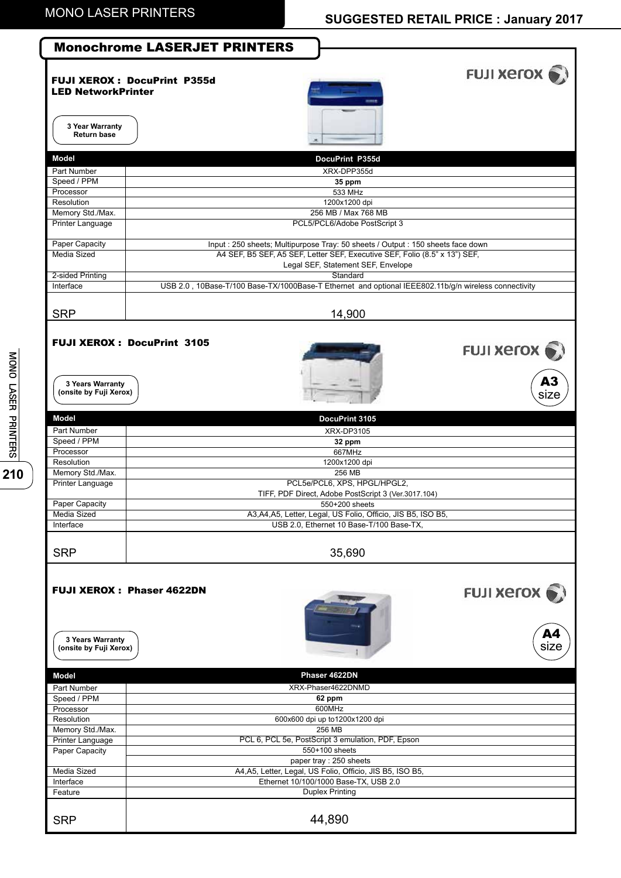# Monochrome LASERJET PRINTERS

## FUJI XEROX : DocuPrint P355d LED NetworkPrinter

3 Year Warranty Return base

| Model | DocuPrint P355d |
|---|---|
| Part Number | XRX-DPP355d |
| Speed / PPM | **35 ppm** |
| Processor | 533 MHz |
| Resolution | 1200x1200 dpi |
| Memory Std./Max. | 256 MB / Max 768 MB |
| Printer Language | PCL5/PCL6/Adobe PostScript 3 |
| Paper Capacity | Input : 250 sheets; Multipurpose Tray: 50 sheets / Output : 150 sheets face down |
| Media Sized | A4 SEF, B5 SEF, A5 SEF, Letter SEF, Executive SEF, Folio (8.5" x 13") SEF, Legal SEF, Statement SEF, Envelope |
| 2-sided Printing | Standard |
| Interface | USB 2.0 , 10Base-T/100 Base-TX/1000Base-T Ethernet and optional IEEE802.11b/g/n wireless connectivity |
| SRP | 14,900 |

## FUJI XEROX : DocuPrint 3105

3 Years Warranty (onsite by Fuji Xerox)

A3 size

| Model | DocuPrint 3105 |
|---|---|
| Part Number | XRX-DP3105 |
| Speed / PPM | **32 ppm** |
| Processor | 667MHz |
| Resolution | 1200x1200 dpi |
| Memory Std./Max. | 256 MB |
| Printer Language | PCL5e/PCL6, XPS, HPGL/HPGL2, TIFF, PDF Direct, Adobe PostScript 3 (Ver.3017.104) |
| Paper Capacity | 550+200 sheets |
| Media Sized | A3,A4,A5, Letter, Legal, US Folio, Officio, JIS B5, ISO B5, |
| Interface | USB 2.0, Ethernet 10 Base-T/100 Base-TX, |
| SRP | 35,690 |

## FUJI XEROX : Phaser 4622DN

3 Years Warranty (onsite by Fuji Xerox)

A4 size

| Model | Phaser 4622DN |
|---|---|
| Part Number | XRX-Phaser4622DNMD |
| Speed / PPM | **62 ppm** |
| Processor | 600MHz |
| Resolution | 600x600 dpi up to1200x1200 dpi |
| Memory Std./Max. | 256 MB |
| Printer Language | PCL 6, PCL 5e, PostScript 3 emulation, PDF, Epson |
| Paper Capacity | 550+100 sheets |
| | paper tray : 250 sheets |
| Media Sized | A4,A5, Letter, Legal, US Folio, Officio, JIS B5, ISO B5, |
| Interface | Ethernet 10/100/1000 Base-TX, USB 2.0 |
| Feature | Duplex Printing |
| SRP | 44,890 |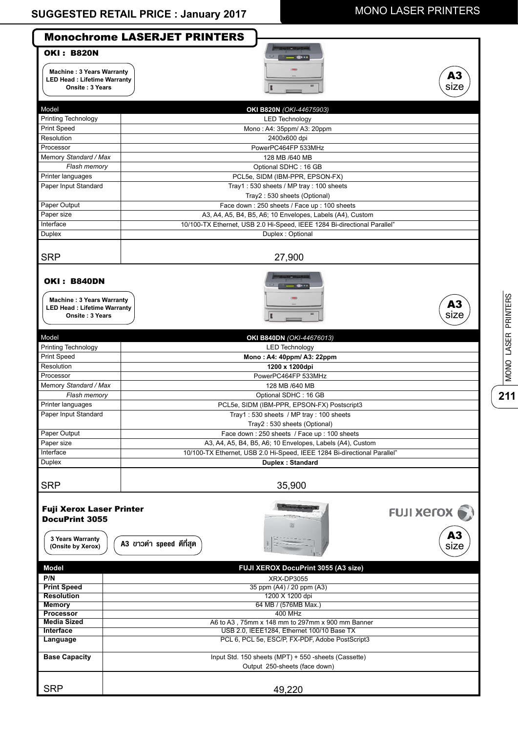## Monochrome LASERJET PRINTERS

### OKI : B820N

**Machine : 3 Years Warranty**
**LED Head : Lifetime Warranty**
**Onsite : 3 Years**

**A3 size**

| Model | **OKI B820N** *(OKI-44675903)* |
|---|---|
| Printing Technology | LED Technology |
| Print Speed | Mono : A4: 35ppm/ A3: 20ppm |
| Resolution | 2400x600 dpi |
| Processor | PowerPC464FP 533MHz |
| Memory *Standard / Max* | 128 MB /640 MB |
| *Flash memory* | Optional SDHC : 16 GB |
| Printer languages | PCL5e, SIDM (IBM-PPR, EPSON-FX) |
| Paper Input Standard | Tray1 : 530 sheets / MP tray : 100 sheets<br>Tray2 : 530 sheets (Optional) |
| Paper Output | Face down : 250 sheets / Face up : 100 sheets |
| Paper size | A3, A4, A5, B4, B5, A6; 10 Envelopes, Labels (A4), Custom |
| Interface | 10/100-TX Ethernet, USB 2.0 Hi-Speed, IEEE 1284 Bi-directional Parallel" |
| Duplex | Duplex : Optional |
| SRP | 27,900 |

### OKI : B840DN

**Machine : 3 Years Warranty**
**LED Head : Lifetime Warranty**
**Onsite : 3 Years**

**A3 size**

| Model | **OKI B840DN** *(OKI-44676013)* |
|---|---|
| Printing Technology | LED Technology |
| Print Speed | **Mono : A4: 40ppm/ A3: 22ppm** |
| Resolution | **1200 x 1200dpi** |
| Processor | PowerPC464FP 533MHz |
| Memory *Standard / Max* | 128 MB /640 MB |
| *Flash memory* | Optional SDHC : 16 GB |
| Printer languages | PCL5e, SIDM (IBM-PPR, EPSON-FX) Postscript3 |
| Paper Input Standard | Tray1 : 530 sheets / MP tray : 100 sheets<br>Tray2 : 530 sheets (Optional) |
| Paper Output | Face down : 250 sheets / Face up : 100 sheets |
| Paper size | A3, A4, A5, B4, B5, A6; 10 Envelopes, Labels (A4), Custom |
| Interface | 10/100-TX Ethernet, USB 2.0 Hi-Speed, IEEE 1284 Bi-directional Parallel" |
| Duplex | **Duplex : Standard** |
| SRP | 35,900 |

### Fuji Xerox Laser Printer DocuPrint 3055

**3 Years Warranty (Onsite by Xerox)**

**A3 ขาวดำ speed ดีที่สุด**

FUJI xerox

**A3 size**

| **Model** | **FUJI XEROX DocuPrint 3055 (A3 size)** |
|---|---|
| **P/N** | XRX-DP3055 |
| **Print Speed** | 35 ppm (A4) / 20 ppm (A3) |
| **Resolution** | 1200 X 1200 dpi |
| **Memory** | 64 MB / (576MB Max.) |
| **Processor** | 400 MHz |
| **Media Sized** | A6 to A3 , 75mm x 148 mm to 297mm x 900 mm Banner |
| **Interface** | USB 2.0, IEEE1284, Ethernet 100/10 Base TX |
| **Language** | PCL 6, PCL 5e, ESC/P, FX-PDF, Adobe PostScript3 |
| **Base Capacity** | Input Std. 150 sheets (MPT) + 550 -sheets (Cassette)<br>Output 250-sheets (face down) |
| SRP | 49,220 |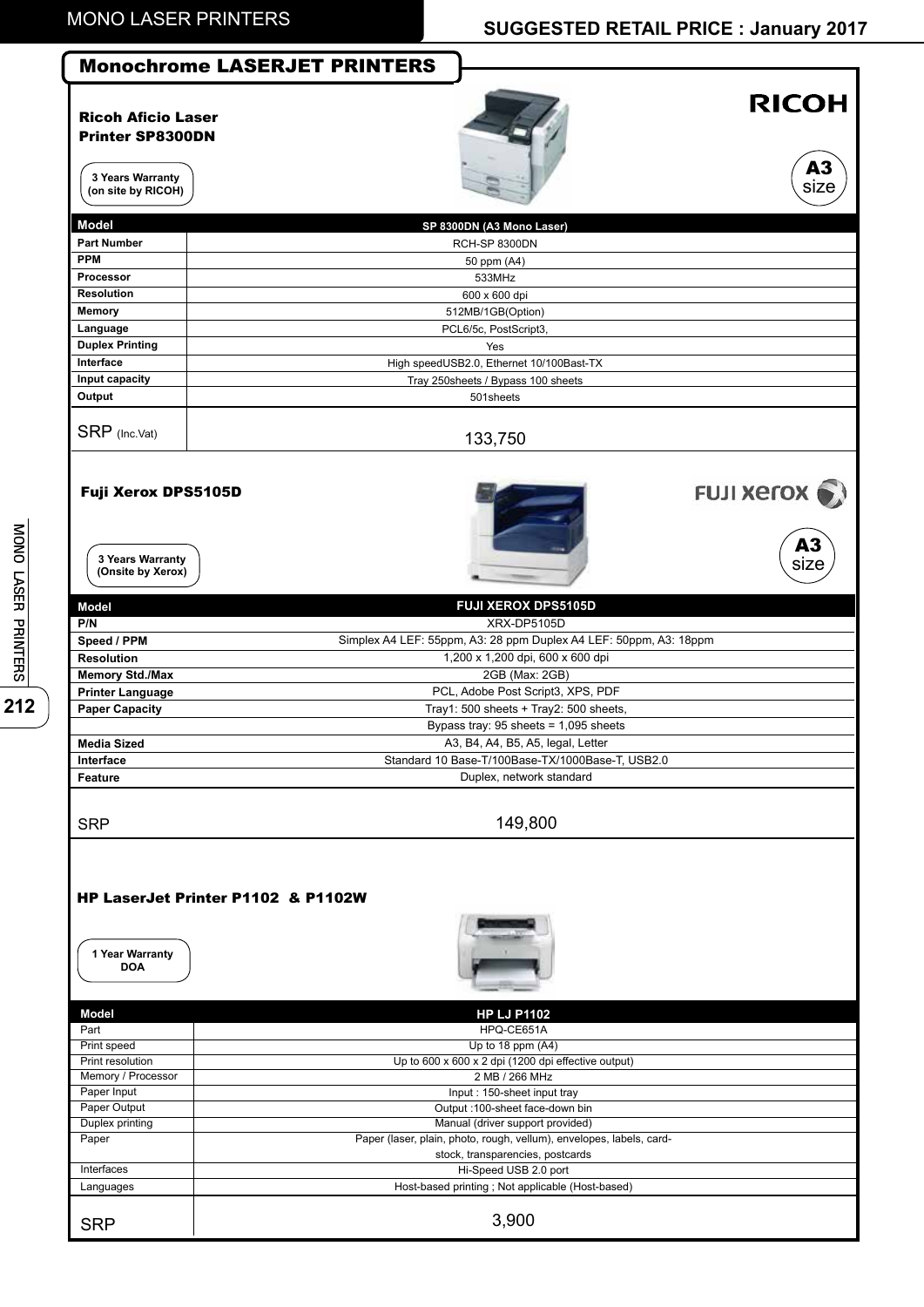# Monochrome LASERJET PRINTERS

## Ricoh Aficio Laser Printer SP8300DN

RICOH

3 Years Warranty (on site by RICOH)

A3 size

| Model | SP 8300DN (A3 Mono Laser) |
|---|---|
| Part Number | RCH-SP 8300DN |
| PPM | 50 ppm (A4) |
| Processor | 533MHz |
| Resolution | 600 x 600 dpi |
| Memory | 512MB/1GB(Option) |
| Language | PCL6/5c, PostScript3, |
| Duplex Printing | Yes |
| Interface | High speedUSB2.0, Ethernet 10/100Bast-TX |
| Input capacity | Tray 250sheets / Bypass 100 sheets |
| Output | 501sheets |
| SRP (Inc.Vat) | 133,750 |

## Fuji Xerox DPS5105D

FUJI xerox

3 Years Warranty (Onsite by Xerox)

A3 size

| Model | FUJI XEROX DPS5105D |
|---|---|
| P/N | XRX-DP5105D |
| Speed / PPM | Simplex A4 LEF: 55ppm, A3: 28 ppm Duplex A4 LEF: 50ppm, A3: 18ppm |
| Resolution | 1,200 x 1,200 dpi, 600 x 600 dpi |
| Memory Std./Max | 2GB (Max: 2GB) |
| Printer Language | PCL, Adobe Post Script3, XPS, PDF |
| Paper Capacity | Tray1: 500 sheets + Tray2: 500 sheets, |
| | Bypass tray: 95 sheets = 1,095 sheets |
| Media Sized | A3, B4, A4, B5, A5, legal, Letter |
| Interface | Standard 10 Base-T/100Base-TX/1000Base-T, USB2.0 |
| Feature | Duplex, network standard |
| SRP | 149,800 |

## HP LaserJet Printer P1102 & P1102W

1 Year Warranty DOA

| Model | HP LJ P1102 |
|---|---|
| Part | HPQ-CE651A |
| Print speed | Up to 18 ppm (A4) |
| Print resolution | Up to 600 x 600 x 2 dpi (1200 dpi effective output) |
| Memory / Processor | 2 MB / 266 MHz |
| Paper Input | Input : 150-sheet input tray |
| Paper Output | Output :100-sheet face-down bin |
| Duplex printing | Manual (driver support provided) |
| Paper | Paper (laser, plain, photo, rough, vellum), envelopes, labels, card-stock, transparencies, postcards |
| Interfaces | Hi-Speed USB 2.0 port |
| Languages | Host-based printing ; Not applicable (Host-based) |
| SRP | 3,900 |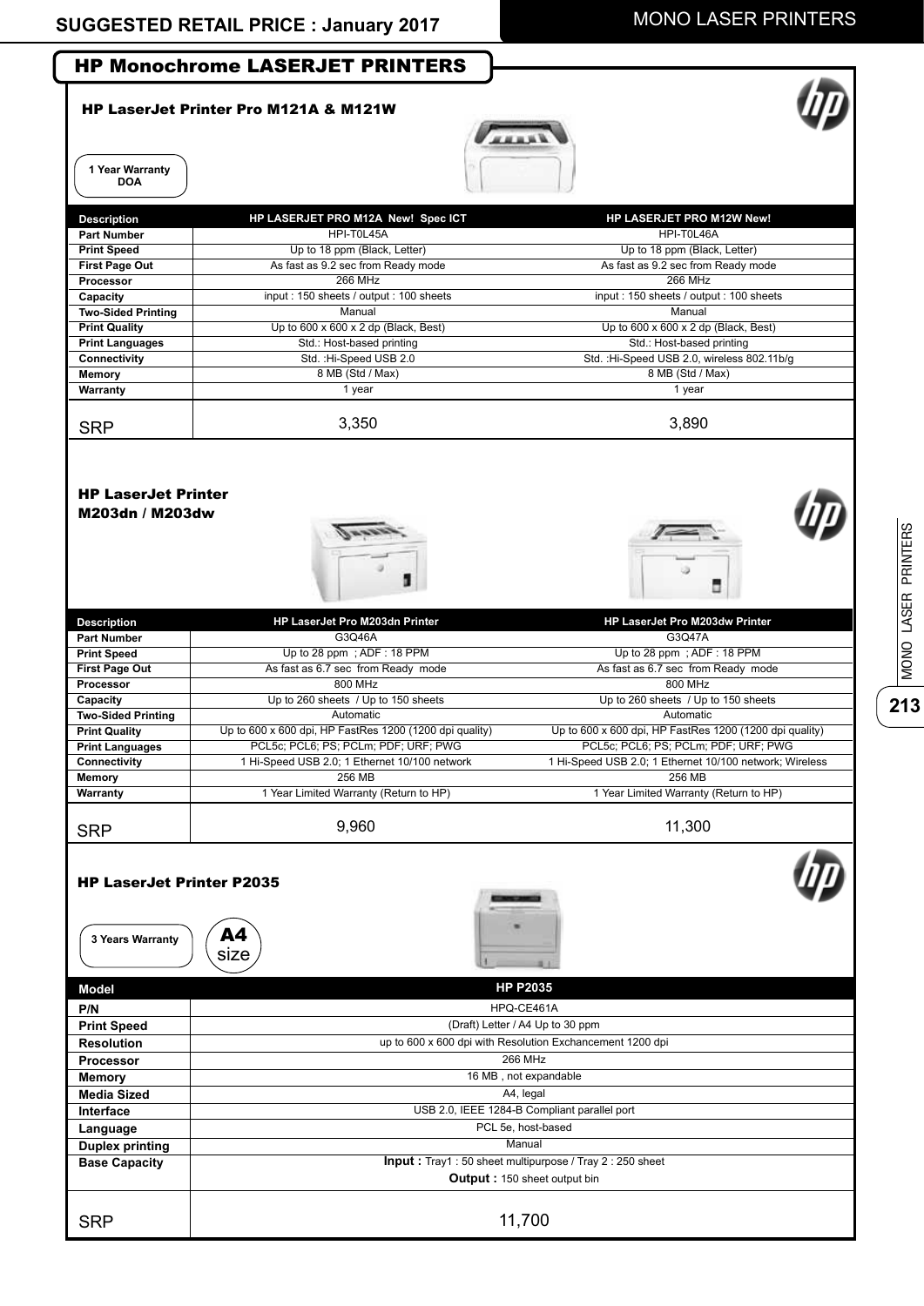# HP Monochrome LASERJET PRINTERS

## HP LaserJet Printer Pro M121A & M121W

1 Year Warranty DOA

| Description | HP LASERJET PRO M12A New! Spec ICT | HP LASERJET PRO M12W New! |
|---|---|---|
| Part Number | HPI-T0L45A | HPI-T0L46A |
| Print Speed | Up to 18 ppm (Black, Letter) | Up to 18 ppm (Black, Letter) |
| First Page Out | As fast as 9.2 sec from Ready mode | As fast as 9.2 sec from Ready mode |
| Processor | 266 MHz | 266 MHz |
| Capacity | input : 150 sheets / output : 100 sheets | input : 150 sheets / output : 100 sheets |
| Two-Sided Printing | Manual | Manual |
| Print Quality | Up to 600 x 600 x 2 dp (Black, Best) | Up to 600 x 600 x 2 dp (Black, Best) |
| Print Languages | Std.: Host-based printing | Std.: Host-based printing |
| Connectivity | Std. :Hi-Speed USB 2.0 | Std. :Hi-Speed USB 2.0, wireless 802.11b/g |
| Memory | 8 MB (Std / Max) | 8 MB (Std / Max) |
| Warranty | 1 year | 1 year |
| SRP | 3,350 | 3,890 |

## HP LaserJet Printer M203dn / M203dw

| Description | HP LaserJet Pro M203dn Printer | HP LaserJet Pro M203dw Printer |
|---|---|---|
| Part Number | G3Q46A | G3Q47A |
| Print Speed | Up to 28 ppm ; ADF : 18 PPM | Up to 28 ppm ; ADF : 18 PPM |
| First Page Out | As fast as 6.7 sec from Ready mode | As fast as 6.7 sec from Ready mode |
| Processor | 800 MHz | 800 MHz |
| Capacity | Up to 260 sheets / Up to 150 sheets | Up to 260 sheets / Up to 150 sheets |
| Two-Sided Printing | Automatic | Automatic |
| Print Quality | Up to 600 x 600 dpi, HP FastRes 1200 (1200 dpi quality) | Up to 600 x 600 dpi, HP FastRes 1200 (1200 dpi quality) |
| Print Languages | PCL5c; PCL6; PS; PCLm; PDF; URF; PWG | PCL5c; PCL6; PS; PCLm; PDF; URF; PWG |
| Connectivity | 1 Hi-Speed USB 2.0; 1 Ethernet 10/100 network | 1 Hi-Speed USB 2.0; 1 Ethernet 10/100 network; Wireless |
| Memory | 256 MB | 256 MB |
| Warranty | 1 Year Limited Warranty (Return to HP) | 1 Year Limited Warranty (Return to HP) |
| SRP | 9,960 | 11,300 |

## HP LaserJet Printer P2035

3 Years Warranty

**A4** size

| Model | HP P2035 |
|---|---|
| P/N | HPQ-CE461A |
| Print Speed | (Draft) Letter / A4 Up to 30 ppm |
| Resolution | up to 600 x 600 dpi with Resolution Exchancement 1200 dpi |
| Processor | 266 MHz |
| Memory | 16 MB , not expandable |
| Media Sized | A4, legal |
| Interface | USB 2.0, IEEE 1284-B Compliant parallel port |
| Language | PCL 5e, host-based |
| Duplex printing | Manual |
| Base Capacity | **Input :** Tray1 : 50 sheet multipurpose / Tray 2 : 250 sheet<br>**Output :** 150 sheet output bin |
| SRP | 11,700 |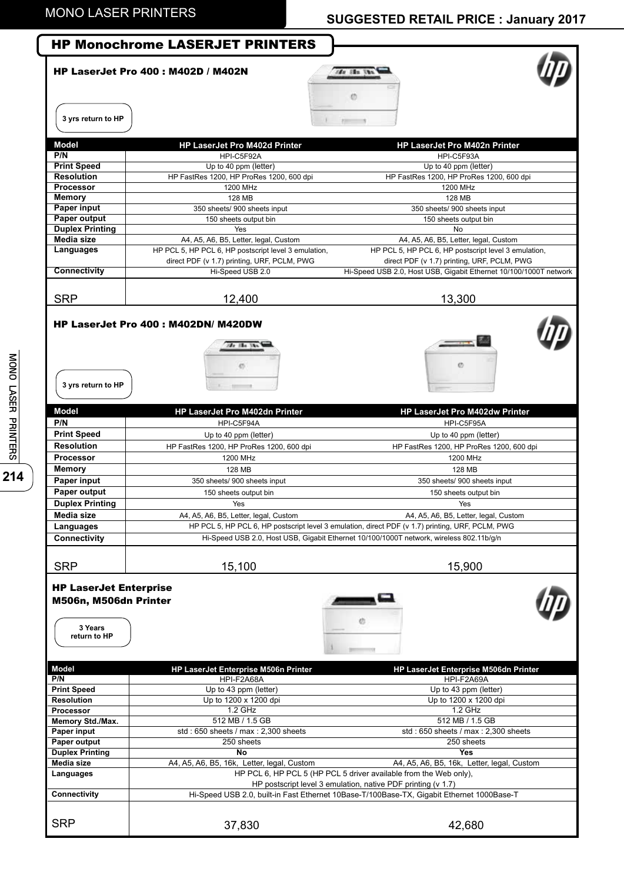# MONO LASER PRINTERS

**SUGGESTED RETAIL PRICE : January 2017**

## HP Monochrome LASERJET PRINTERS

### HP LaserJet Pro 400 : M402D / M402N

3 yrs return to HP

| Model | HP LaserJet Pro M402d Printer | HP LaserJet Pro M402n Printer |
|---|---|---|
| P/N | HPI-C5F92A | HPI-C5F93A |
| Print Speed | Up to 40 ppm (letter) | Up to 40 ppm (letter) |
| Resolution | HP FastRes 1200, HP ProRes 1200, 600 dpi | HP FastRes 1200, HP ProRes 1200, 600 dpi |
| Processor | 1200 MHz | 1200 MHz |
| Memory | 128 MB | 128 MB |
| Paper input | 350 sheets/ 900 sheets input | 350 sheets/ 900 sheets input |
| Paper output | 150 sheets output bin | 150 sheets output bin |
| Duplex Printing | Yes | No |
| Media size | A4, A5, A6, B5, Letter, legal, Custom | A4, A5, A6, B5, Letter, legal, Custom |
| Languages | HP PCL 5, HP PCL 6, HP postscript level 3 emulation, direct PDF (v 1.7) printing, URF, PCLM, PWG | HP PCL 5, HP PCL 6, HP postscript level 3 emulation, direct PDF (v 1.7) printing, URF, PCLM, PWG |
| Connectivity | Hi-Speed USB 2.0 | Hi-Speed USB 2.0, Host USB, Gigabit Ethernet 10/100/1000T network |
| SRP | 12,400 | 13,300 |

### HP LaserJet Pro 400 : M402DN/ M420DW

3 yrs return to HP

| Model | HP LaserJet Pro M402dn Printer | HP LaserJet Pro M402dw Printer |
|---|---|---|
| P/N | HPI-C5F94A | HPI-C5F95A |
| Print Speed | Up to 40 ppm (letter) | Up to 40 ppm (letter) |
| Resolution | HP FastRes 1200, HP ProRes 1200, 600 dpi | HP FastRes 1200, HP ProRes 1200, 600 dpi |
| Processor | 1200 MHz | 1200 MHz |
| Memory | 128 MB | 128 MB |
| Paper input | 350 sheets/ 900 sheets input | 350 sheets/ 900 sheets input |
| Paper output | 150 sheets output bin | 150 sheets output bin |
| Duplex Printing | Yes | Yes |
| Media size | A4, A5, A6, B5, Letter, legal, Custom | A4, A5, A6, B5, Letter, legal, Custom |
| Languages | HP PCL 5, HP PCL 6, HP postscript level 3 emulation, direct PDF (v 1.7) printing, URF, PCLM, PWG | |
| Connectivity | Hi-Speed USB 2.0, Host USB, Gigabit Ethernet 10/100/1000T network, wireless 802.11b/g/n | |
| SRP | 15,100 | 15,900 |

### HP LaserJet Enterprise M506n, M506dn Printer

3 Years return to HP

| Model | HP LaserJet Enterprise M506n Printer | HP LaserJet Enterprise M506dn Printer |
|---|---|---|
| P/N | HPI-F2A68A | HPI-F2A69A |
| Print Speed | Up to 43 ppm (letter) | Up to 43 ppm (letter) |
| Resolution | Up to 1200 x 1200 dpi | Up to 1200 x 1200 dpi |
| Processor | 1.2 GHz | 1.2 GHz |
| Memory Std./Max. | 512 MB / 1.5 GB | 512 MB / 1.5 GB |
| Paper input | std : 650 sheets / max : 2,300 sheets | std : 650 sheets / max : 2,300 sheets |
| Paper output | 250 sheets | 250 sheets |
| Duplex Printing | **No** | **Yes** |
| Media size | A4, A5, A6, B5, 16k, Letter, legal, Custom | A4, A5, A6, B5, 16k, Letter, legal, Custom |
| Languages | HP PCL 6, HP PCL 5 (HP PCL 5 driver available from the Web only), HP postscript level 3 emulation, native PDF printing (v 1.7) | |
| Connectivity | Hi-Speed USB 2.0, built-in Fast Ethernet 10Base-T/100Base-TX, Gigabit Ethernet 1000Base-T | |
| SRP | 37,830 | 42,680 |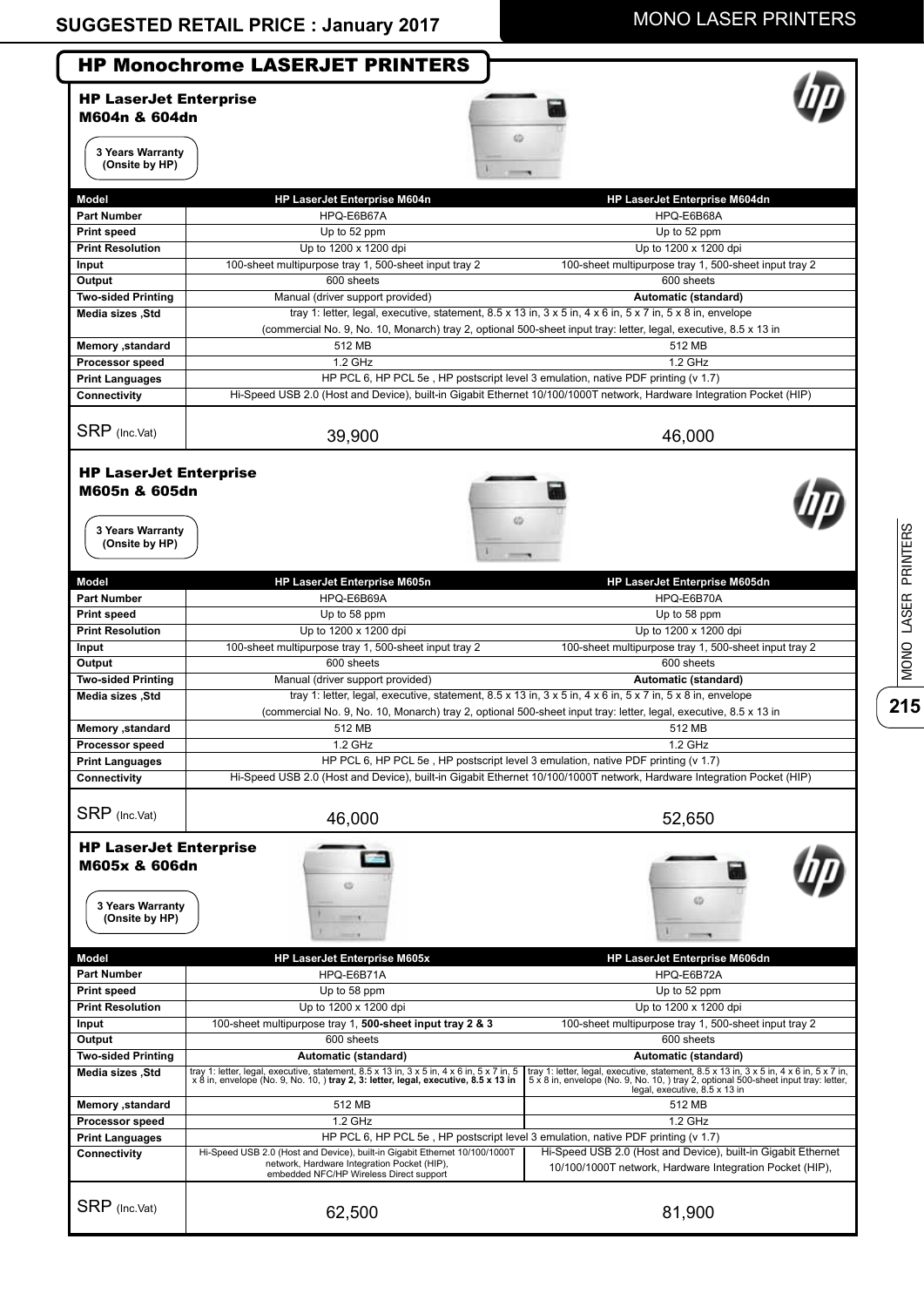# SUGGESTED RETAIL PRICE : January 2017

## HP Monochrome LASERJET PRINTERS

### HP LaserJet Enterprise M604n & 604dn

3 Years Warranty (Onsite by HP)

| Model | HP LaserJet Enterprise M604n | HP LaserJet Enterprise M604dn |
|---|---|---|
| Part Number | HPQ-E6B67A | HPQ-E6B68A |
| Print speed | Up to 52 ppm | Up to 52 ppm |
| Print Resolution | Up to 1200 x 1200 dpi | Up to 1200 x 1200 dpi |
| Input | 100-sheet multipurpose tray 1, 500-sheet input tray 2 | 100-sheet multipurpose tray 1, 500-sheet input tray 2 |
| Output | 600 sheets | 600 sheets |
| Two-sided Printing | Manual (driver support provided) | **Automatic (standard)** |
| Media sizes ,Std | tray 1: letter, legal, executive, statement, 8.5 x 13 in, 3 x 5 in, 4 x 6 in, 5 x 7 in, 5 x 8 in, envelope (commercial No. 9, No. 10, Monarch) tray 2, optional 500-sheet input tray: letter, legal, executive, 8.5 x 13 in | |
| Memory ,standard | 512 MB | 512 MB |
| Processor speed | 1.2 GHz | 1.2 GHz |
| Print Languages | HP PCL 6, HP PCL 5e , HP postscript level 3 emulation, native PDF printing (v 1.7) | |
| Connectivity | Hi-Speed USB 2.0 (Host and Device), built-in Gigabit Ethernet 10/100/1000T network, Hardware Integration Pocket (HIP) | |
| SRP (Inc.Vat) | 39,900 | 46,000 |

### HP LaserJet Enterprise M605n & 605dn

3 Years Warranty (Onsite by HP)

| Model | HP LaserJet Enterprise M605n | HP LaserJet Enterprise M605dn |
|---|---|---|
| Part Number | HPQ-E6B69A | HPQ-E6B70A |
| Print speed | Up to 58 ppm | Up to 58 ppm |
| Print Resolution | Up to 1200 x 1200 dpi | Up to 1200 x 1200 dpi |
| Input | 100-sheet multipurpose tray 1, 500-sheet input tray 2 | 100-sheet multipurpose tray 1, 500-sheet input tray 2 |
| Output | 600 sheets | 600 sheets |
| Two-sided Printing | Manual (driver support provided) | **Automatic (standard)** |
| Media sizes ,Std | tray 1: letter, legal, executive, statement, 8.5 x 13 in, 3 x 5 in, 4 x 6 in, 5 x 7 in, 5 x 8 in, envelope (commercial No. 9, No. 10, Monarch) tray 2, optional 500-sheet input tray: letter, legal, executive, 8.5 x 13 in | |
| Memory ,standard | 512 MB | 512 MB |
| Processor speed | 1.2 GHz | 1.2 GHz |
| Print Languages | HP PCL 6, HP PCL 5e , HP postscript level 3 emulation, native PDF printing (v 1.7) | |
| Connectivity | Hi-Speed USB 2.0 (Host and Device), built-in Gigabit Ethernet 10/100/1000T network, Hardware Integration Pocket (HIP) | |
| SRP (Inc.Vat) | 46,000 | 52,650 |

### HP LaserJet Enterprise M605x & 606dn

3 Years Warranty (Onsite by HP)

| Model | HP LaserJet Enterprise M605x | HP LaserJet Enterprise M606dn |
|---|---|---|
| Part Number | HPQ-E6B71A | HPQ-E6B72A |
| Print speed | Up to 58 ppm | Up to 52 ppm |
| Print Resolution | Up to 1200 x 1200 dpi | Up to 1200 x 1200 dpi |
| Input | 100-sheet multipurpose tray 1, **500-sheet input tray 2 & 3** | 100-sheet multipurpose tray 1, 500-sheet input tray 2 |
| Output | 600 sheets | 600 sheets |
| Two-sided Printing | **Automatic (standard)** | **Automatic (standard)** |
| Media sizes ,Std | tray 1: letter, legal, executive, statement, 8.5 x 13 in, 3 x 5 in, 4 x 6 in, 5 x 7 in, 5 x 8 in, envelope (No. 9, No. 10, ) **tray 2, 3: letter, legal, executive, 8.5 x 13 in** | tray 1: letter, legal, executive, statement, 8.5 x 13 in, 3 x 5 in, 4 x 6 in, 5 x 7 in, 5 x 8 in, envelope (No. 9, No. 10, ) tray 2, optional 500-sheet input tray: letter, legal, executive, 8.5 x 13 in |
| Memory ,standard | 512 MB | 512 MB |
| Processor speed | 1.2 GHz | 1.2 GHz |
| Print Languages | HP PCL 6, HP PCL 5e , HP postscript level 3 emulation, native PDF printing (v 1.7) | |
| Connectivity | Hi-Speed USB 2.0 (Host and Device), built-in Gigabit Ethernet 10/100/1000T network, Hardware Integration Pocket (HIP), embedded NFC/HP Wireless Direct support | Hi-Speed USB 2.0 (Host and Device), built-in Gigabit Ethernet 10/100/1000T network, Hardware Integration Pocket (HIP), |
| SRP (Inc.Vat) | 62,500 | 81,900 |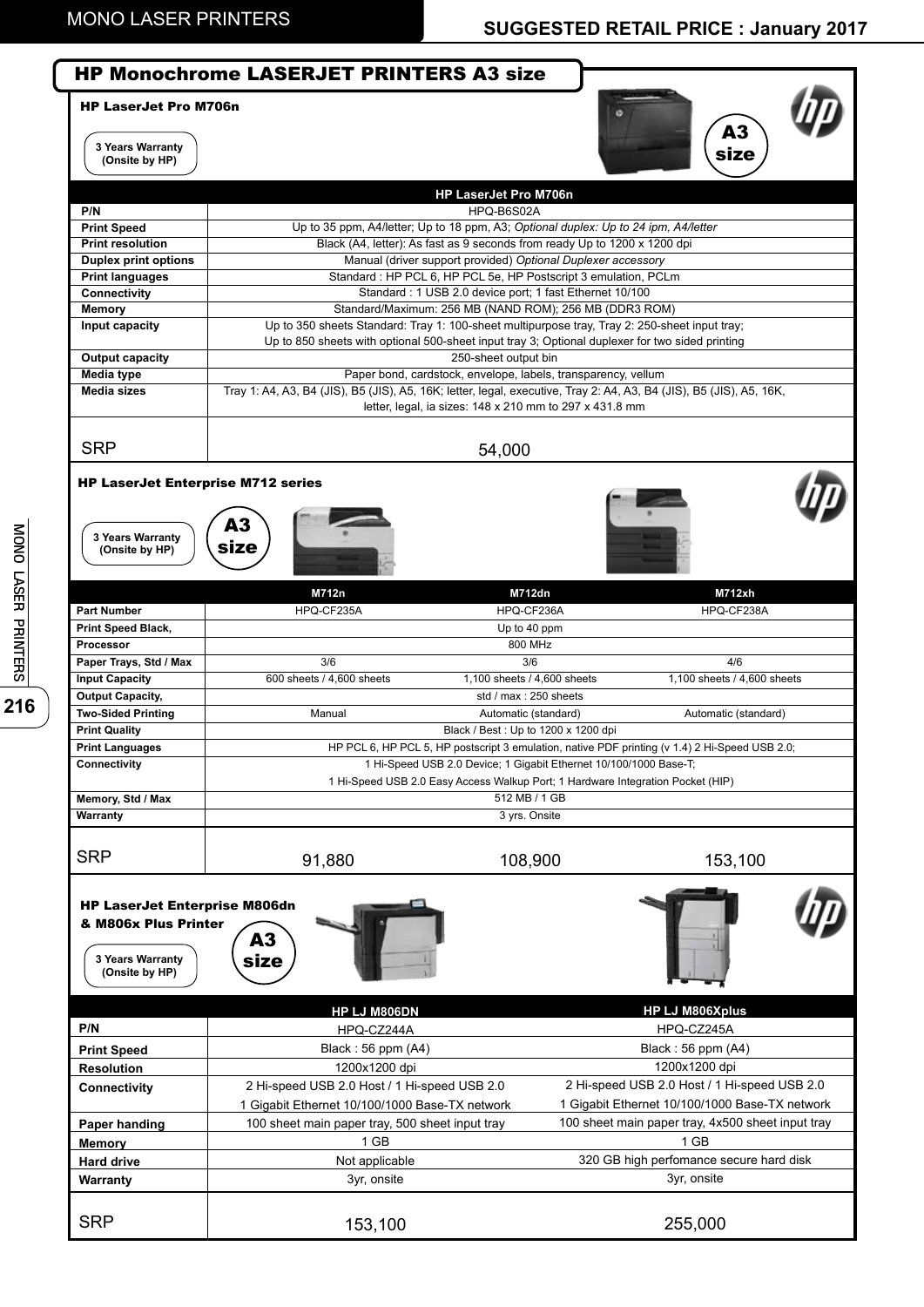# HP Monochrome LASERJET PRINTERS A3 size

## HP LaserJet Pro M706n

3 Years Warranty (Onsite by HP)

A3 size

| | HP LaserJet Pro M706n |
|---|---|
| P/N | HPQ-B6S02A |
| Print Speed | Up to 35 ppm, A4/letter; Up to 18 ppm, A3; *Optional duplex: Up to 24 ipm, A4/letter* |
| Print resolution | Black (A4, letter): As fast as 9 seconds from ready Up to 1200 x 1200 dpi |
| Duplex print options | Manual (driver support provided) *Optional Duplexer accessory* |
| Print languages | Standard : HP PCL 6, HP PCL 5e, HP Postscript 3 emulation, PCLm |
| Connectivity | Standard : 1 USB 2.0 device port; 1 fast Ethernet 10/100 |
| Memory | Standard/Maximum: 256 MB (NAND ROM); 256 MB (DDR3 ROM) |
| Input capacity | Up to 350 sheets Standard: Tray 1: 100-sheet multipurpose tray, Tray 2: 250-sheet input tray; Up to 850 sheets with optional 500-sheet input tray 3; Optional duplexer for two sided printing |
| Output capacity | 250-sheet output bin |
| Media type | Paper bond, cardstock, envelope, labels, transparency, vellum |
| Media sizes | Tray 1: A4, A3, B4 (JIS), B5 (JIS), A5, 16K; letter, legal, executive, Tray 2: A4, A3, B4 (JIS), B5 (JIS), A5, 16K, letter, legal, ia sizes: 148 x 210 mm to 297 x 431.8 mm |
| SRP | 54,000 |

## HP LaserJet Enterprise M712 series

3 Years Warranty (Onsite by HP)

A3 size

| | M712n | M712dn | M712xh |
|---|---|---|---|
| Part Number | HPQ-CF235A | HPQ-CF236A | HPQ-CF238A |
| Print Speed Black, | Up to 40 ppm | | |
| Processor | 800 MHz | | |
| Paper Trays, Std / Max | 3/6 | 3/6 | 4/6 |
| Input Capacity | 600 sheets / 4,600 sheets | 1,100 sheets / 4,600 sheets | 1,100 sheets / 4,600 sheets |
| Output Capacity, | std / max : 250 sheets | | |
| Two-Sided Printing | Manual | Automatic (standard) | Automatic (standard) |
| Print Quality | Black / Best : Up to 1200 x 1200 dpi | | |
| Print Languages | HP PCL 6, HP PCL 5, HP postscript 3 emulation, native PDF printing (v 1.4) 2 Hi-Speed USB 2.0; | | |
| Connectivity | 1 Hi-Speed USB 2.0 Device; 1 Gigabit Ethernet 10/100/1000 Base-T; 1 Hi-Speed USB 2.0 Easy Access Walkup Port; 1 Hardware Integration Pocket (HIP) | | |
| Memory, Std / Max | 512 MB / 1 GB | | |
| Warranty | 3 yrs. Onsite | | |
| SRP | 91,880 | 108,900 | 153,100 |

## HP LaserJet Enterprise M806dn & M806x Plus Printer

3 Years Warranty (Onsite by HP)

A3 size

| | HP LJ M806DN | HP LJ M806Xplus |
|---|---|---|
| P/N | HPQ-CZ244A | HPQ-CZ245A |
| Print Speed | Black : 56 ppm (A4) | Black : 56 ppm (A4) |
| Resolution | 1200x1200 dpi | 1200x1200 dpi |
| Connectivity | 2 Hi-speed USB 2.0 Host / 1 Hi-speed USB 2.0 1 Gigabit Ethernet 10/100/1000 Base-TX network | 2 Hi-speed USB 2.0 Host / 1 Hi-speed USB 2.0 1 Gigabit Ethernet 10/100/1000 Base-TX network |
| Paper handing | 100 sheet main paper tray, 500 sheet input tray | 100 sheet main paper tray, 4x500 sheet input tray |
| Memory | 1 GB | 1 GB |
| Hard drive | Not applicable | 320 GB high perfomance secure hard disk |
| Warranty | 3yr, onsite | 3yr, onsite |
| SRP | 153,100 | 255,000 |